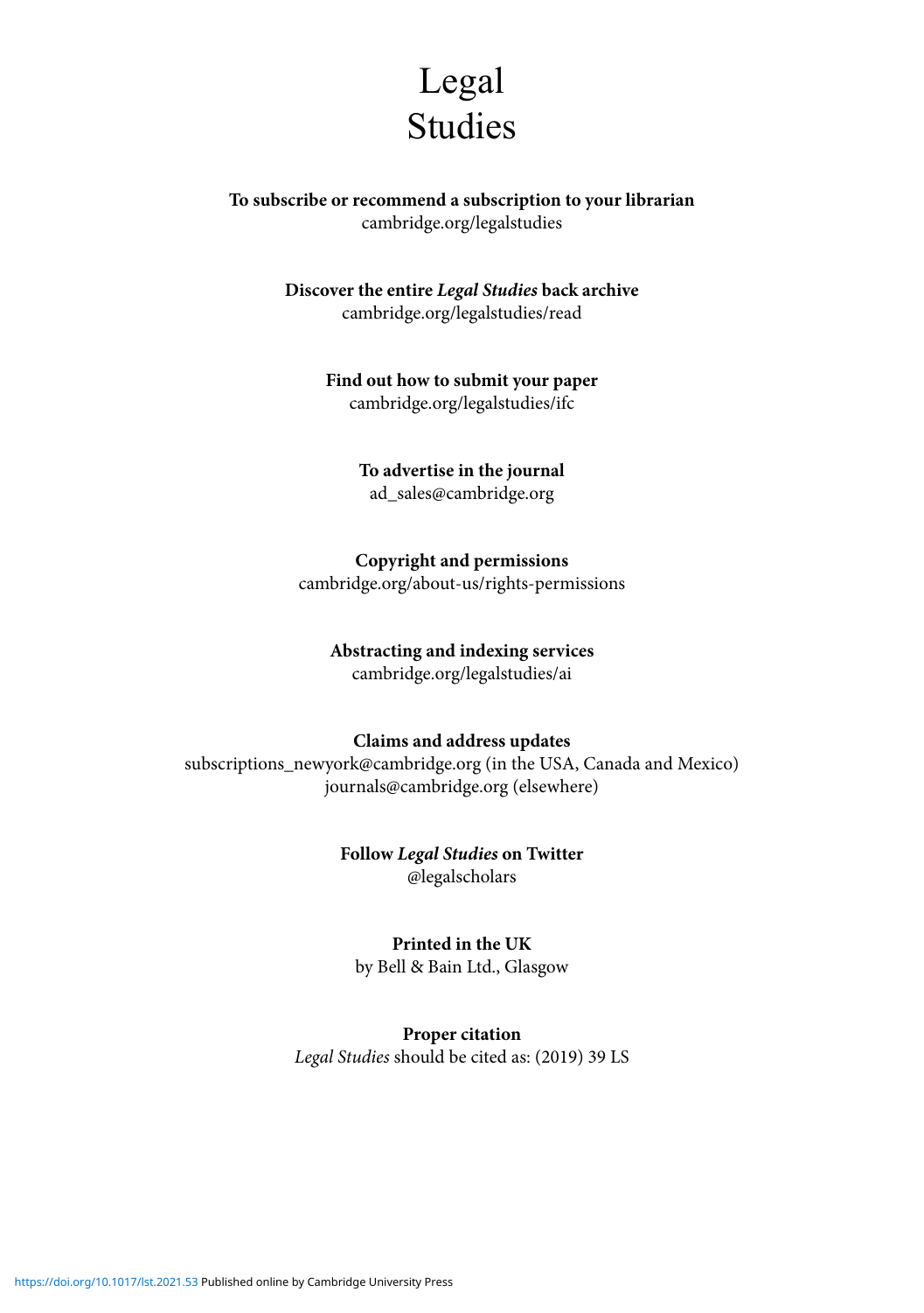# Legal Studies

**To subscribe or recommend a subscription to your librarian**
cambridge.org/legalstudies

**Discover the entire *Legal Studies* back archive**
cambridge.org/legalstudies/read

**Find out how to submit your paper**
cambridge.org/legalstudies/ifc

**To advertise in the journal**
ad_sales@cambridge.org

**Copyright and permissions**
cambridge.org/about-us/rights-permissions

**Abstracting and indexing services**
cambridge.org/legalstudies/ai

**Claims and address updates**
subscriptions_newyork@cambridge.org (in the USA, Canada and Mexico)
journals@cambridge.org (elsewhere)

**Follow *Legal Studies* on Twitter**
@legalscholars

**Printed in the UK**
by Bell & Bain Ltd., Glasgow

**Proper citation**
*Legal Studies* should be cited as: (2019) 39 LS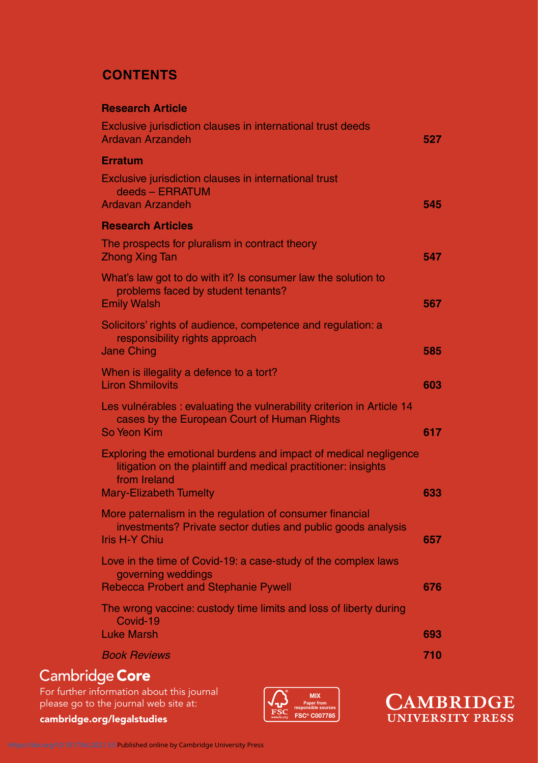## CONTENTS

### Research Article

Exclusive jurisdiction clauses in international trust deeds
Ardavan Arzandeh — **527**

### Erratum

Exclusive jurisdiction clauses in international trust deeds – ERRATUM
Ardavan Arzandeh — **545**

### Research Articles

The prospects for pluralism in contract theory
Zhong Xing Tan — **547**

What's law got to do with it? Is consumer law the solution to problems faced by student tenants?
Emily Walsh — **567**

Solicitors' rights of audience, competence and regulation: a responsibility rights approach
Jane Ching — **585**

When is illegality a defence to a tort?
Liron Shmilovits — **603**

Les vulnérables : evaluating the vulnerability criterion in Article 14 cases by the European Court of Human Rights
So Yeon Kim — **617**

Exploring the emotional burdens and impact of medical negligence litigation on the plaintiff and medical practitioner: insights from Ireland
Mary-Elizabeth Tumelty — **633**

More paternalism in the regulation of consumer financial investments? Private sector duties and public goods analysis
Iris H-Y Chiu — **657**

Love in the time of Covid-19: a case-study of the complex laws governing weddings
Rebecca Probert and Stephanie Pywell — **676**

The wrong vaccine: custody time limits and loss of liberty during Covid-19
Luke Marsh — **693**

*Book Reviews* — **710**

Cambridge **Core**

For further information about this journal please go to the journal web site at:

**cambridge.org/legalstudies**

MIX
Paper from responsible sources
FSC® C007785

CAMBRIDGE UNIVERSITY PRESS

https://doi.org/10.1017/lst.2021.33 Published online by Cambridge University Press